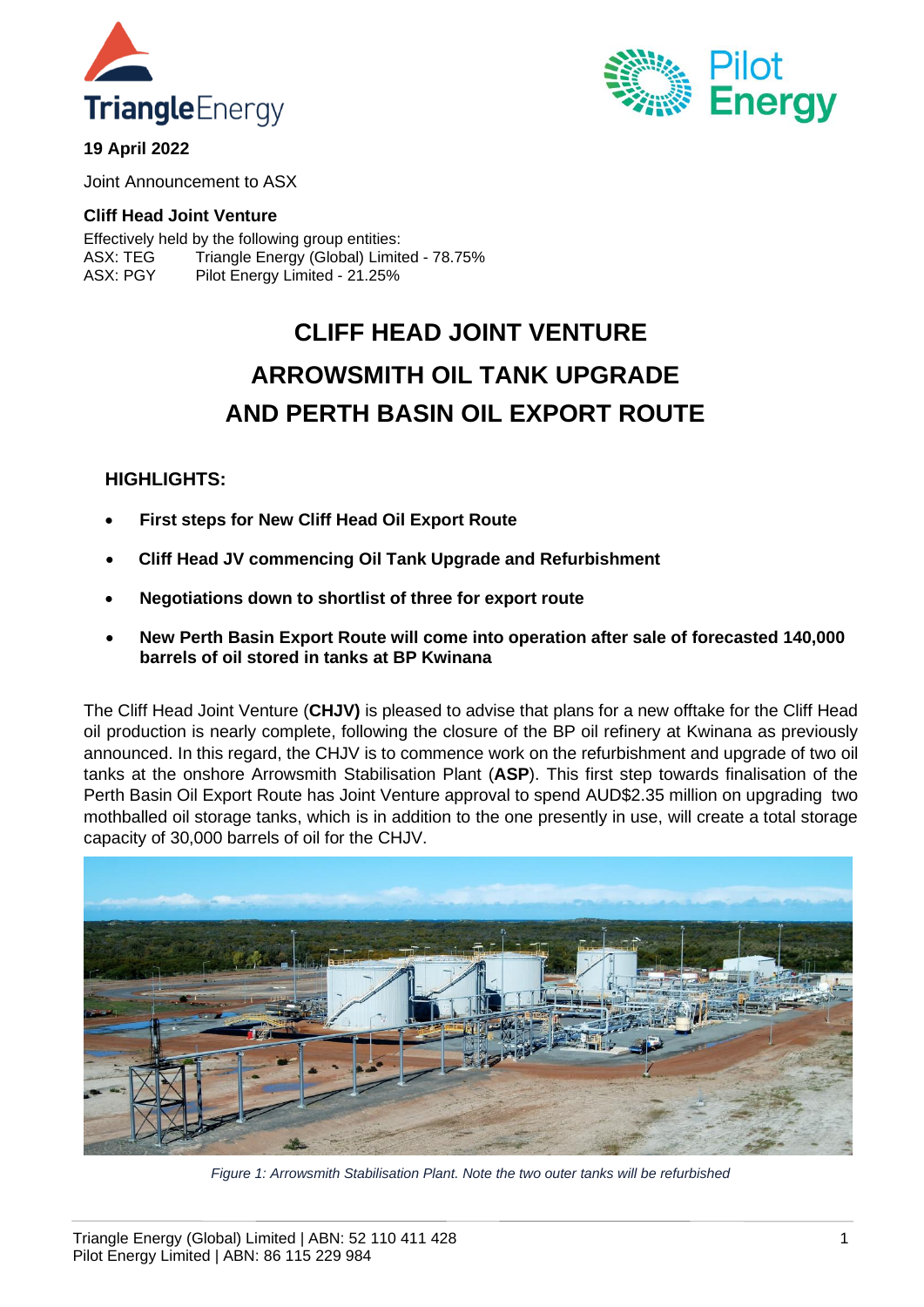**19 April 2022**

Joint Announcement to ASX

**Cliff Head Joint Venture**

Effectively held by the following group entities:

ASX: TEG Triangle Energy (Global) Limited - 78.75%

ASX: PGY Pilot Energy Limited - 21.25%

# CLIFF HEAD JOINT VENTURE

# ARROWSMITH OIL TANK UPGRADE AND PERTH BASIN OIL EXPORT ROUTE

## HIGHLIGHTS:

- **First steps for New Cliff Head Oil Export Route**
- **Cliff Head JV commencing Oil Tank Upgrade and Refurbishment**
- **Negotiations down to shortlist of three for export route**
- **New Perth Basin Export Route will come into operation after sale of forecasted 140,000 barrels of oil stored in tanks at BP Kwinana**

The Cliff Head Joint Venture (**CHJV)** is pleased to advise that plans for a new offtake for the Cliff Head oil production is nearly complete, following the closure of the BP oil refinery at Kwinana as previously announced. In this regard, the CHJV is to commence work on the refurbishment and upgrade of two oil tanks at the onshore Arrowsmith Stabilisation Plant (**ASP**). This first step towards finalisation of the Perth Basin Oil Export Route has Joint Venture approval to spend AUD$2.35 million on upgrading two mothballed oil storage tanks, which is in addition to the one presently in use, will create a total storage capacity of 30,000 barrels of oil for the CHJV.

*Figure 1: Arrowsmith Stabilisation Plant. Note the two outer tanks will be refurbished*

Triangle Energy (Global) Limited | ABN: 52 110 411 428
Pilot Energy Limited | ABN: 86 115 229 984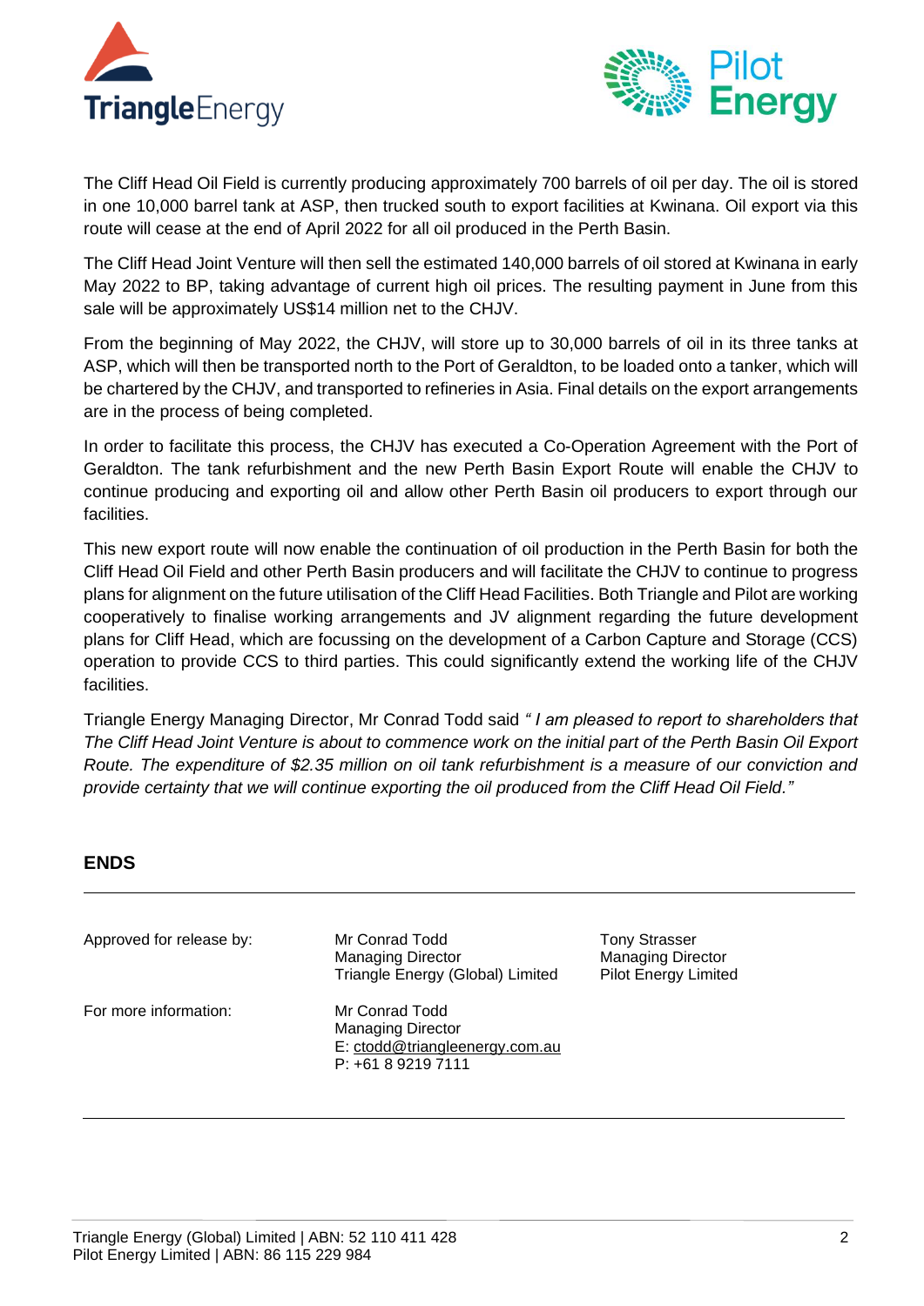The Cliff Head Oil Field is currently producing approximately 700 barrels of oil per day. The oil is stored in one 10,000 barrel tank at ASP, then trucked south to export facilities at Kwinana. Oil export via this route will cease at the end of April 2022 for all oil produced in the Perth Basin.

The Cliff Head Joint Venture will then sell the estimated 140,000 barrels of oil stored at Kwinana in early May 2022 to BP, taking advantage of current high oil prices. The resulting payment in June from this sale will be approximately US$14 million net to the CHJV.

From the beginning of May 2022, the CHJV, will store up to 30,000 barrels of oil in its three tanks at ASP, which will then be transported north to the Port of Geraldton, to be loaded onto a tanker, which will be chartered by the CHJV, and transported to refineries in Asia. Final details on the export arrangements are in the process of being completed.

In order to facilitate this process, the CHJV has executed a Co-Operation Agreement with the Port of Geraldton. The tank refurbishment and the new Perth Basin Export Route will enable the CHJV to continue producing and exporting oil and allow other Perth Basin oil producers to export through our facilities.

This new export route will now enable the continuation of oil production in the Perth Basin for both the Cliff Head Oil Field and other Perth Basin producers and will facilitate the CHJV to continue to progress plans for alignment on the future utilisation of the Cliff Head Facilities. Both Triangle and Pilot are working cooperatively to finalise working arrangements and JV alignment regarding the future development plans for Cliff Head, which are focussing on the development of a Carbon Capture and Storage (CCS) operation to provide CCS to third parties. This could significantly extend the working life of the CHJV facilities.

Triangle Energy Managing Director, Mr Conrad Todd said *" I am pleased to report to shareholders that The Cliff Head Joint Venture is about to commence work on the initial part of the Perth Basin Oil Export Route. The expenditure of $2.35 million on oil tank refurbishment is a measure of our conviction and provide certainty that we will continue exporting the oil produced from the Cliff Head Oil Field."*

**ENDS**

---

| | | |
|---|---|---|
| Approved for release by: | Mr Conrad Todd<br>Managing Director<br>Triangle Energy (Global) Limited | Tony Strasser<br>Managing Director<br>Pilot Energy Limited |
| For more information: | Mr Conrad Todd<br>Managing Director<br>E: ctodd@triangleenergy.com.au<br>P: +61 8 9219 7111 | |

---

Triangle Energy (Global) Limited | ABN: 52 110 411 428
Pilot Energy Limited | ABN: 86 115 229 984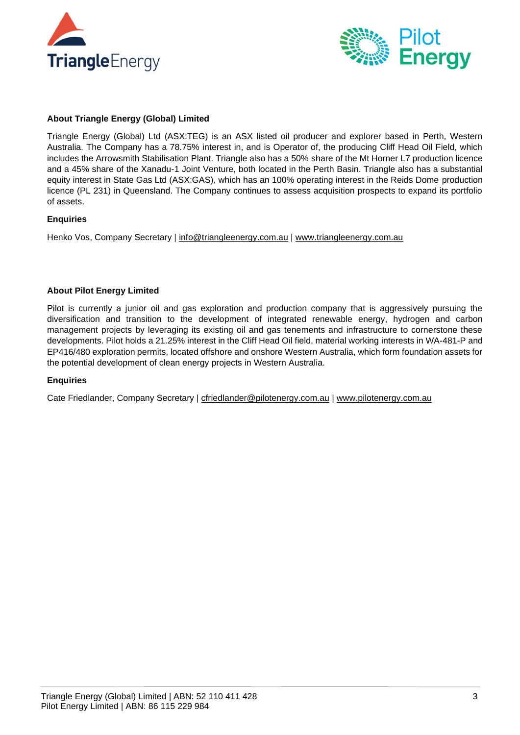## About Triangle Energy (Global) Limited

Triangle Energy (Global) Ltd (ASX:TEG) is an ASX listed oil producer and explorer based in Perth, Western Australia. The Company has a 78.75% interest in, and is Operator of, the producing Cliff Head Oil Field, which includes the Arrowsmith Stabilisation Plant. Triangle also has a 50% share of the Mt Horner L7 production licence and a 45% share of the Xanadu-1 Joint Venture, both located in the Perth Basin. Triangle also has a substantial equity interest in State Gas Ltd (ASX:GAS), which has an 100% operating interest in the Reids Dome production licence (PL 231) in Queensland. The Company continues to assess acquisition prospects to expand its portfolio of assets.

**Enquiries**

Henko Vos, Company Secretary | info@triangleenergy.com.au | www.triangleenergy.com.au

## About Pilot Energy Limited

Pilot is currently a junior oil and gas exploration and production company that is aggressively pursuing the diversification and transition to the development of integrated renewable energy, hydrogen and carbon management projects by leveraging its existing oil and gas tenements and infrastructure to cornerstone these developments. Pilot holds a 21.25% interest in the Cliff Head Oil field, material working interests in WA-481-P and EP416/480 exploration permits, located offshore and onshore Western Australia, which form foundation assets for the potential development of clean energy projects in Western Australia.

**Enquiries**

Cate Friedlander, Company Secretary | cfriedlander@pilotenergy.com.au | www.pilotenergy.com.au

Triangle Energy (Global) Limited | ABN: 52 110 411 428
Pilot Energy Limited | ABN: 86 115 229 984